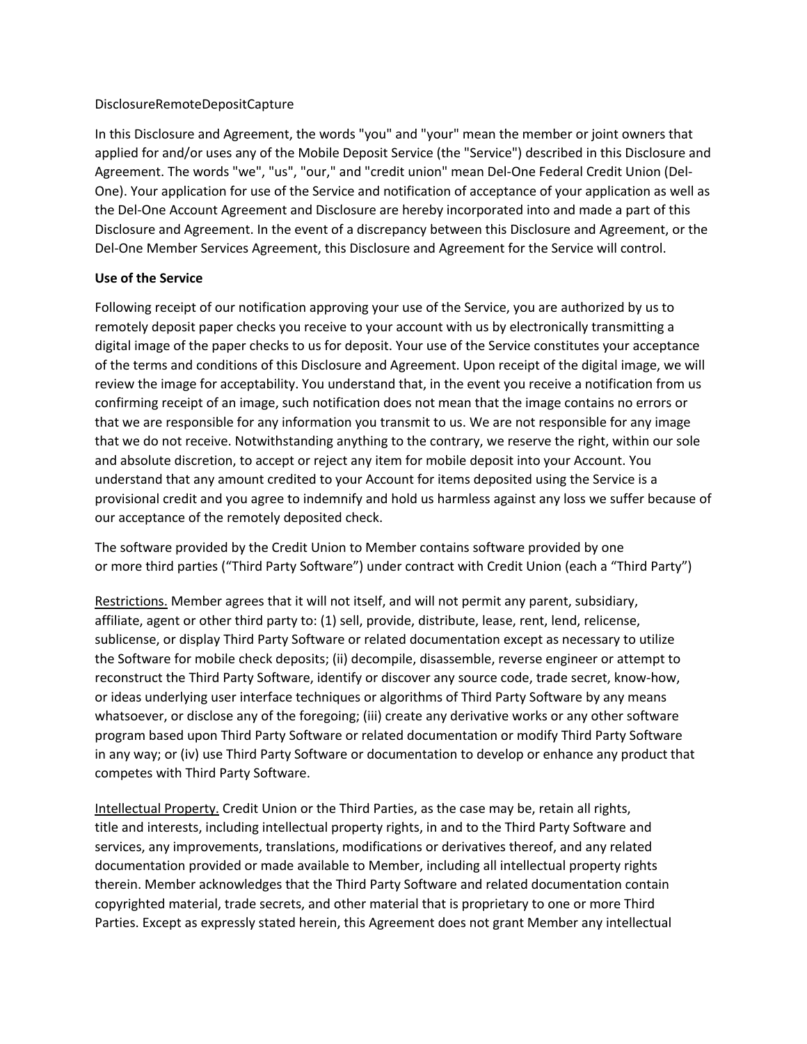DisclosureRemoteDepositCapture

In this Disclosure and Agreement, the words "you" and "your" mean the member or joint owners that applied for and/or uses any of the Mobile Deposit Service (the "Service") described in this Disclosure and Agreement. The words "we", "us", "our," and "credit union" mean Del-One Federal Credit Union (Del-One). Your application for use of the Service and notification of acceptance of your application as well as the Del-One Account Agreement and Disclosure are hereby incorporated into and made a part of this Disclosure and Agreement. In the event of a discrepancy between this Disclosure and Agreement, or the Del-One Member Services Agreement, this Disclosure and Agreement for the Service will control.

**Use of the Service**

Following receipt of our notification approving your use of the Service, you are authorized by us to remotely deposit paper checks you receive to your account with us by electronically transmitting a digital image of the paper checks to us for deposit. Your use of the Service constitutes your acceptance of the terms and conditions of this Disclosure and Agreement. Upon receipt of the digital image, we will review the image for acceptability. You understand that, in the event you receive a notification from us confirming receipt of an image, such notification does not mean that the image contains no errors or that we are responsible for any information you transmit to us. We are not responsible for any image that we do not receive. Notwithstanding anything to the contrary, we reserve the right, within our sole and absolute discretion, to accept or reject any item for mobile deposit into your Account. You understand that any amount credited to your Account for items deposited using the Service is a provisional credit and you agree to indemnify and hold us harmless against any loss we suffer because of our acceptance of the remotely deposited check.

The software provided by the Credit Union to Member contains software provided by one or more third parties (“Third Party Software”) under contract with Credit Union (each a “Third Party”)

Restrictions. Member agrees that it will not itself, and will not permit any parent, subsidiary, affiliate, agent or other third party to: (1) sell, provide, distribute, lease, rent, lend, relicense, sublicense, or display Third Party Software or related documentation except as necessary to utilize the Software for mobile check deposits; (ii) decompile, disassemble, reverse engineer or attempt to reconstruct the Third Party Software, identify or discover any source code, trade secret, know-how, or ideas underlying user interface techniques or algorithms of Third Party Software by any means whatsoever, or disclose any of the foregoing; (iii) create any derivative works or any other software program based upon Third Party Software or related documentation or modify Third Party Software in any way; or (iv) use Third Party Software or documentation to develop or enhance any product that competes with Third Party Software.

Intellectual Property. Credit Union or the Third Parties, as the case may be, retain all rights, title and interests, including intellectual property rights, in and to the Third Party Software and services, any improvements, translations, modifications or derivatives thereof, and any related documentation provided or made available to Member, including all intellectual property rights therein. Member acknowledges that the Third Party Software and related documentation contain copyrighted material, trade secrets, and other material that is proprietary to one or more Third Parties. Except as expressly stated herein, this Agreement does not grant Member any intellectual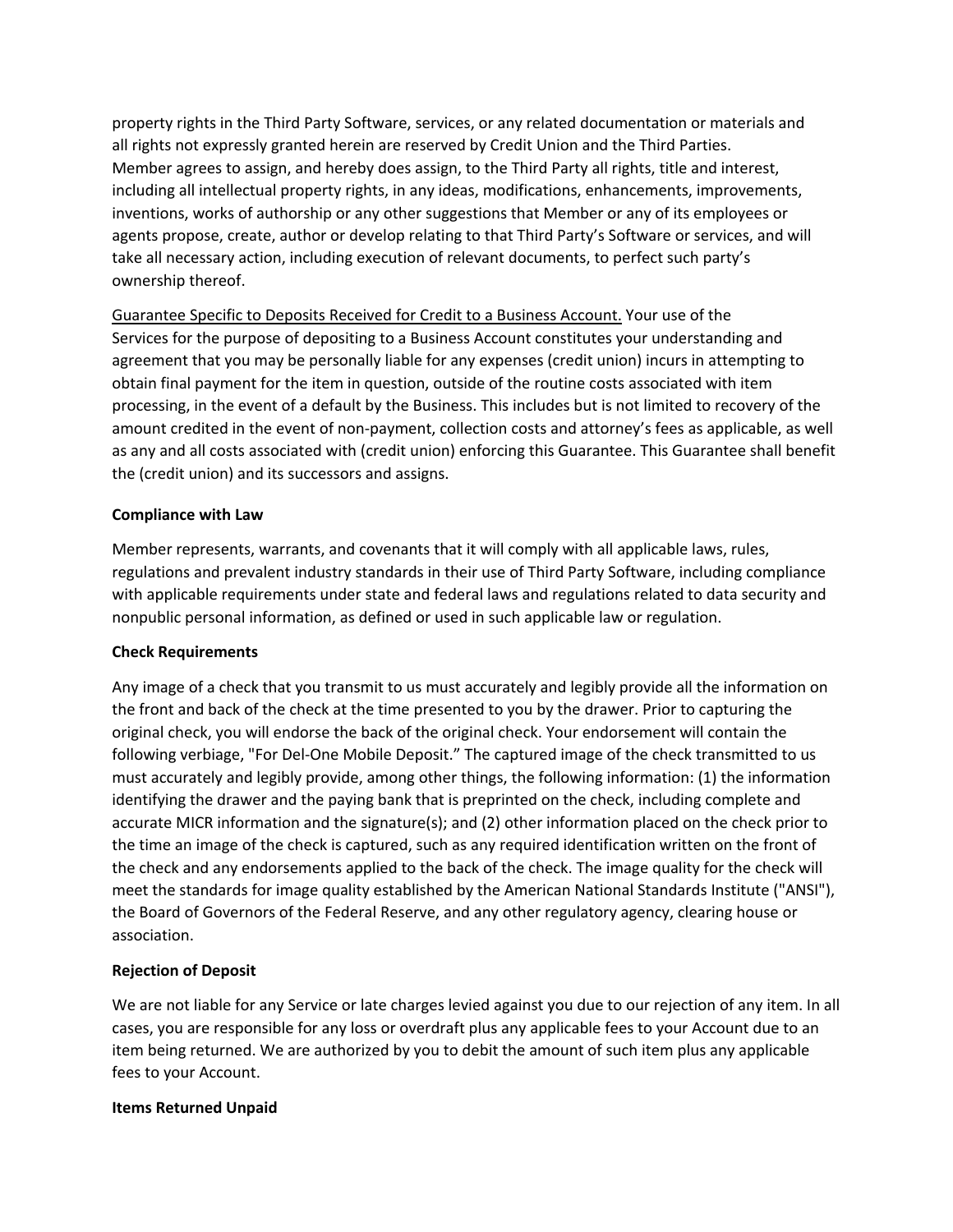property rights in the Third Party Software, services, or any related documentation or materials and all rights not expressly granted herein are reserved by Credit Union and the Third Parties. Member agrees to assign, and hereby does assign, to the Third Party all rights, title and interest, including all intellectual property rights, in any ideas, modifications, enhancements, improvements, inventions, works of authorship or any other suggestions that Member or any of its employees or agents propose, create, author or develop relating to that Third Party's Software or services, and will take all necessary action, including execution of relevant documents, to perfect such party's ownership thereof.

<u>Guarantee Specific to Deposits Received for Credit to a Business Account.</u> Your use of the Services for the purpose of depositing to a Business Account constitutes your understanding and agreement that you may be personally liable for any expenses (credit union) incurs in attempting to obtain final payment for the item in question, outside of the routine costs associated with item processing, in the event of a default by the Business. This includes but is not limited to recovery of the amount credited in the event of non-payment, collection costs and attorney's fees as applicable, as well as any and all costs associated with (credit union) enforcing this Guarantee. This Guarantee shall benefit the (credit union) and its successors and assigns.

**Compliance with Law**

Member represents, warrants, and covenants that it will comply with all applicable laws, rules, regulations and prevalent industry standards in their use of Third Party Software, including compliance with applicable requirements under state and federal laws and regulations related to data security and nonpublic personal information, as defined or used in such applicable law or regulation.

**Check Requirements**

Any image of a check that you transmit to us must accurately and legibly provide all the information on the front and back of the check at the time presented to you by the drawer. Prior to capturing the original check, you will endorse the back of the original check. Your endorsement will contain the following verbiage, "For Del-One Mobile Deposit." The captured image of the check transmitted to us must accurately and legibly provide, among other things, the following information: (1) the information identifying the drawer and the paying bank that is preprinted on the check, including complete and accurate MICR information and the signature(s); and (2) other information placed on the check prior to the time an image of the check is captured, such as any required identification written on the front of the check and any endorsements applied to the back of the check. The image quality for the check will meet the standards for image quality established by the American National Standards Institute ("ANSI"), the Board of Governors of the Federal Reserve, and any other regulatory agency, clearing house or association.

**Rejection of Deposit**

We are not liable for any Service or late charges levied against you due to our rejection of any item. In all cases, you are responsible for any loss or overdraft plus any applicable fees to your Account due to an item being returned. We are authorized by you to debit the amount of such item plus any applicable fees to your Account.

**Items Returned Unpaid**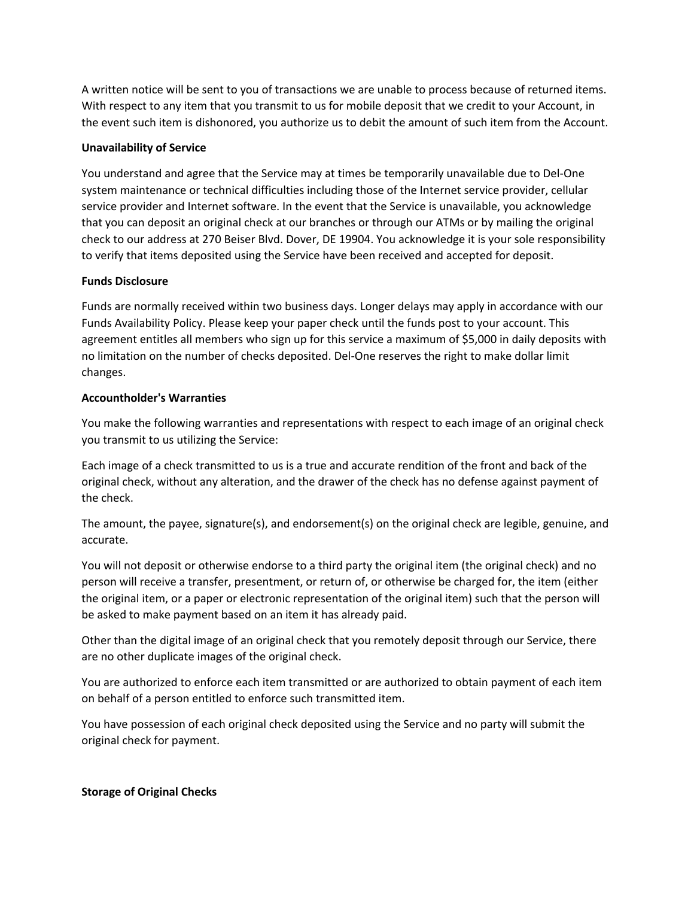A written notice will be sent to you of transactions we are unable to process because of returned items. With respect to any item that you transmit to us for mobile deposit that we credit to your Account, in the event such item is dishonored, you authorize us to debit the amount of such item from the Account.

**Unavailability of Service**

You understand and agree that the Service may at times be temporarily unavailable due to Del-One system maintenance or technical difficulties including those of the Internet service provider, cellular service provider and Internet software. In the event that the Service is unavailable, you acknowledge that you can deposit an original check at our branches or through our ATMs or by mailing the original check to our address at 270 Beiser Blvd. Dover, DE 19904. You acknowledge it is your sole responsibility to verify that items deposited using the Service have been received and accepted for deposit.

**Funds Disclosure**

Funds are normally received within two business days. Longer delays may apply in accordance with our Funds Availability Policy. Please keep your paper check until the funds post to your account. This agreement entitles all members who sign up for this service a maximum of $5,000 in daily deposits with no limitation on the number of checks deposited. Del-One reserves the right to make dollar limit changes.

**Accountholder's Warranties**

You make the following warranties and representations with respect to each image of an original check you transmit to us utilizing the Service:

Each image of a check transmitted to us is a true and accurate rendition of the front and back of the original check, without any alteration, and the drawer of the check has no defense against payment of the check.

The amount, the payee, signature(s), and endorsement(s) on the original check are legible, genuine, and accurate.

You will not deposit or otherwise endorse to a third party the original item (the original check) and no person will receive a transfer, presentment, or return of, or otherwise be charged for, the item (either the original item, or a paper or electronic representation of the original item) such that the person will be asked to make payment based on an item it has already paid.

Other than the digital image of an original check that you remotely deposit through our Service, there are no other duplicate images of the original check.

You are authorized to enforce each item transmitted or are authorized to obtain payment of each item on behalf of a person entitled to enforce such transmitted item.

You have possession of each original check deposited using the Service and no party will submit the original check for payment.

**Storage of Original Checks**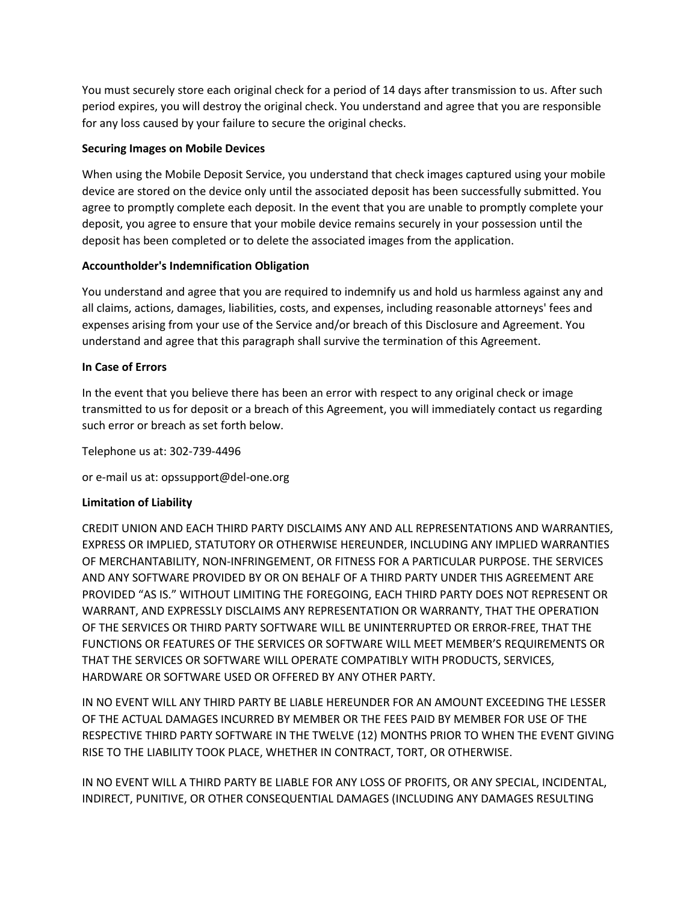You must securely store each original check for a period of 14 days after transmission to us. After such period expires, you will destroy the original check. You understand and agree that you are responsible for any loss caused by your failure to secure the original checks.

**Securing Images on Mobile Devices**

When using the Mobile Deposit Service, you understand that check images captured using your mobile device are stored on the device only until the associated deposit has been successfully submitted. You agree to promptly complete each deposit. In the event that you are unable to promptly complete your deposit, you agree to ensure that your mobile device remains securely in your possession until the deposit has been completed or to delete the associated images from the application.

**Accountholder's Indemnification Obligation**

You understand and agree that you are required to indemnify us and hold us harmless against any and all claims, actions, damages, liabilities, costs, and expenses, including reasonable attorneys' fees and expenses arising from your use of the Service and/or breach of this Disclosure and Agreement. You understand and agree that this paragraph shall survive the termination of this Agreement.

**In Case of Errors**

In the event that you believe there has been an error with respect to any original check or image transmitted to us for deposit or a breach of this Agreement, you will immediately contact us regarding such error or breach as set forth below.

Telephone us at: 302-739-4496

or e-mail us at: opssupport@del-one.org

**Limitation of Liability**

CREDIT UNION AND EACH THIRD PARTY DISCLAIMS ANY AND ALL REPRESENTATIONS AND WARRANTIES, EXPRESS OR IMPLIED, STATUTORY OR OTHERWISE HEREUNDER, INCLUDING ANY IMPLIED WARRANTIES OF MERCHANTABILITY, NON-INFRINGEMENT, OR FITNESS FOR A PARTICULAR PURPOSE. THE SERVICES AND ANY SOFTWARE PROVIDED BY OR ON BEHALF OF A THIRD PARTY UNDER THIS AGREEMENT ARE PROVIDED "AS IS." WITHOUT LIMITING THE FOREGOING, EACH THIRD PARTY DOES NOT REPRESENT OR WARRANT, AND EXPRESSLY DISCLAIMS ANY REPRESENTATION OR WARRANTY, THAT THE OPERATION OF THE SERVICES OR THIRD PARTY SOFTWARE WILL BE UNINTERRUPTED OR ERROR-FREE, THAT THE FUNCTIONS OR FEATURES OF THE SERVICES OR SOFTWARE WILL MEET MEMBER'S REQUIREMENTS OR THAT THE SERVICES OR SOFTWARE WILL OPERATE COMPATIBLY WITH PRODUCTS, SERVICES, HARDWARE OR SOFTWARE USED OR OFFERED BY ANY OTHER PARTY.

IN NO EVENT WILL ANY THIRD PARTY BE LIABLE HEREUNDER FOR AN AMOUNT EXCEEDING THE LESSER OF THE ACTUAL DAMAGES INCURRED BY MEMBER OR THE FEES PAID BY MEMBER FOR USE OF THE RESPECTIVE THIRD PARTY SOFTWARE IN THE TWELVE (12) MONTHS PRIOR TO WHEN THE EVENT GIVING RISE TO THE LIABILITY TOOK PLACE, WHETHER IN CONTRACT, TORT, OR OTHERWISE.

IN NO EVENT WILL A THIRD PARTY BE LIABLE FOR ANY LOSS OF PROFITS, OR ANY SPECIAL, INCIDENTAL, INDIRECT, PUNITIVE, OR OTHER CONSEQUENTIAL DAMAGES (INCLUDING ANY DAMAGES RESULTING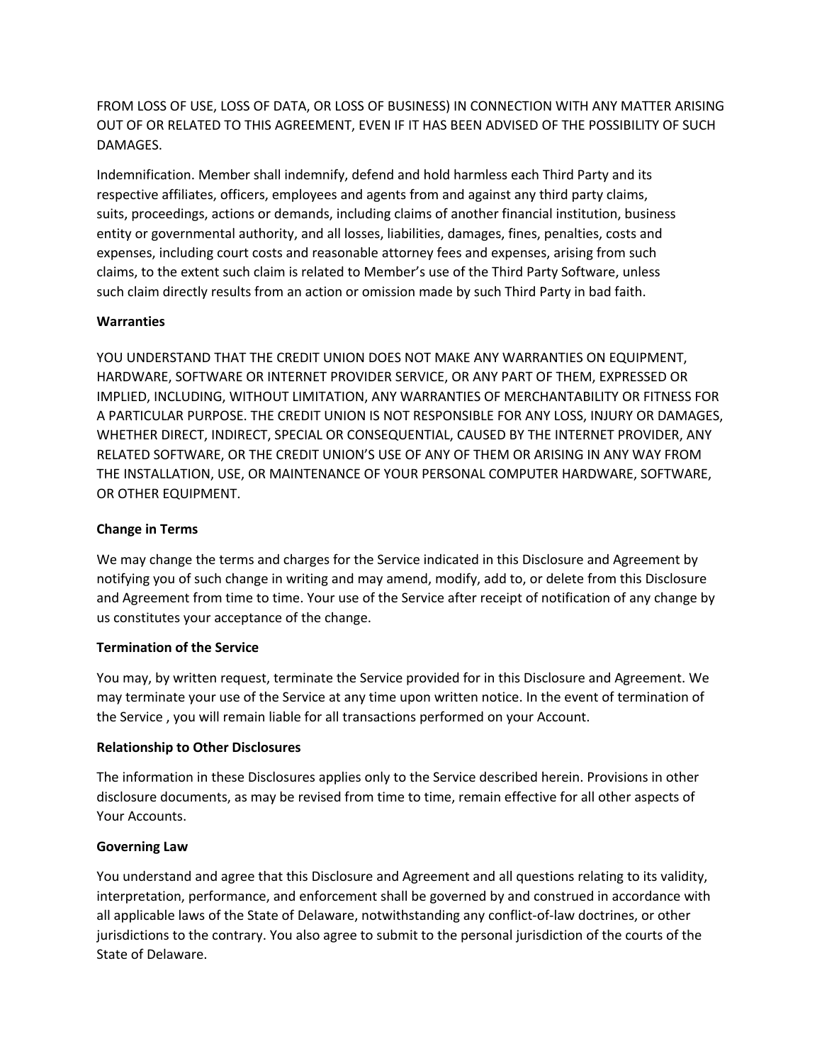FROM LOSS OF USE, LOSS OF DATA, OR LOSS OF BUSINESS) IN CONNECTION WITH ANY MATTER ARISING OUT OF OR RELATED TO THIS AGREEMENT, EVEN IF IT HAS BEEN ADVISED OF THE POSSIBILITY OF SUCH DAMAGES.

Indemnification. Member shall indemnify, defend and hold harmless each Third Party and its respective affiliates, officers, employees and agents from and against any third party claims, suits, proceedings, actions or demands, including claims of another financial institution, business entity or governmental authority, and all losses, liabilities, damages, fines, penalties, costs and expenses, including court costs and reasonable attorney fees and expenses, arising from such claims, to the extent such claim is related to Member's use of the Third Party Software, unless such claim directly results from an action or omission made by such Third Party in bad faith.

**Warranties**

YOU UNDERSTAND THAT THE CREDIT UNION DOES NOT MAKE ANY WARRANTIES ON EQUIPMENT, HARDWARE, SOFTWARE OR INTERNET PROVIDER SERVICE, OR ANY PART OF THEM, EXPRESSED OR IMPLIED, INCLUDING, WITHOUT LIMITATION, ANY WARRANTIES OF MERCHANTABILITY OR FITNESS FOR A PARTICULAR PURPOSE. THE CREDIT UNION IS NOT RESPONSIBLE FOR ANY LOSS, INJURY OR DAMAGES, WHETHER DIRECT, INDIRECT, SPECIAL OR CONSEQUENTIAL, CAUSED BY THE INTERNET PROVIDER, ANY RELATED SOFTWARE, OR THE CREDIT UNION'S USE OF ANY OF THEM OR ARISING IN ANY WAY FROM THE INSTALLATION, USE, OR MAINTENANCE OF YOUR PERSONAL COMPUTER HARDWARE, SOFTWARE, OR OTHER EQUIPMENT.

**Change in Terms**

We may change the terms and charges for the Service indicated in this Disclosure and Agreement by notifying you of such change in writing and may amend, modify, add to, or delete from this Disclosure and Agreement from time to time. Your use of the Service after receipt of notification of any change by us constitutes your acceptance of the change.

**Termination of the Service**

You may, by written request, terminate the Service provided for in this Disclosure and Agreement. We may terminate your use of the Service at any time upon written notice. In the event of termination of the Service , you will remain liable for all transactions performed on your Account.

**Relationship to Other Disclosures**

The information in these Disclosures applies only to the Service described herein. Provisions in other disclosure documents, as may be revised from time to time, remain effective for all other aspects of Your Accounts.

**Governing Law**

You understand and agree that this Disclosure and Agreement and all questions relating to its validity, interpretation, performance, and enforcement shall be governed by and construed in accordance with all applicable laws of the State of Delaware, notwithstanding any conflict-of-law doctrines, or other jurisdictions to the contrary. You also agree to submit to the personal jurisdiction of the courts of the State of Delaware.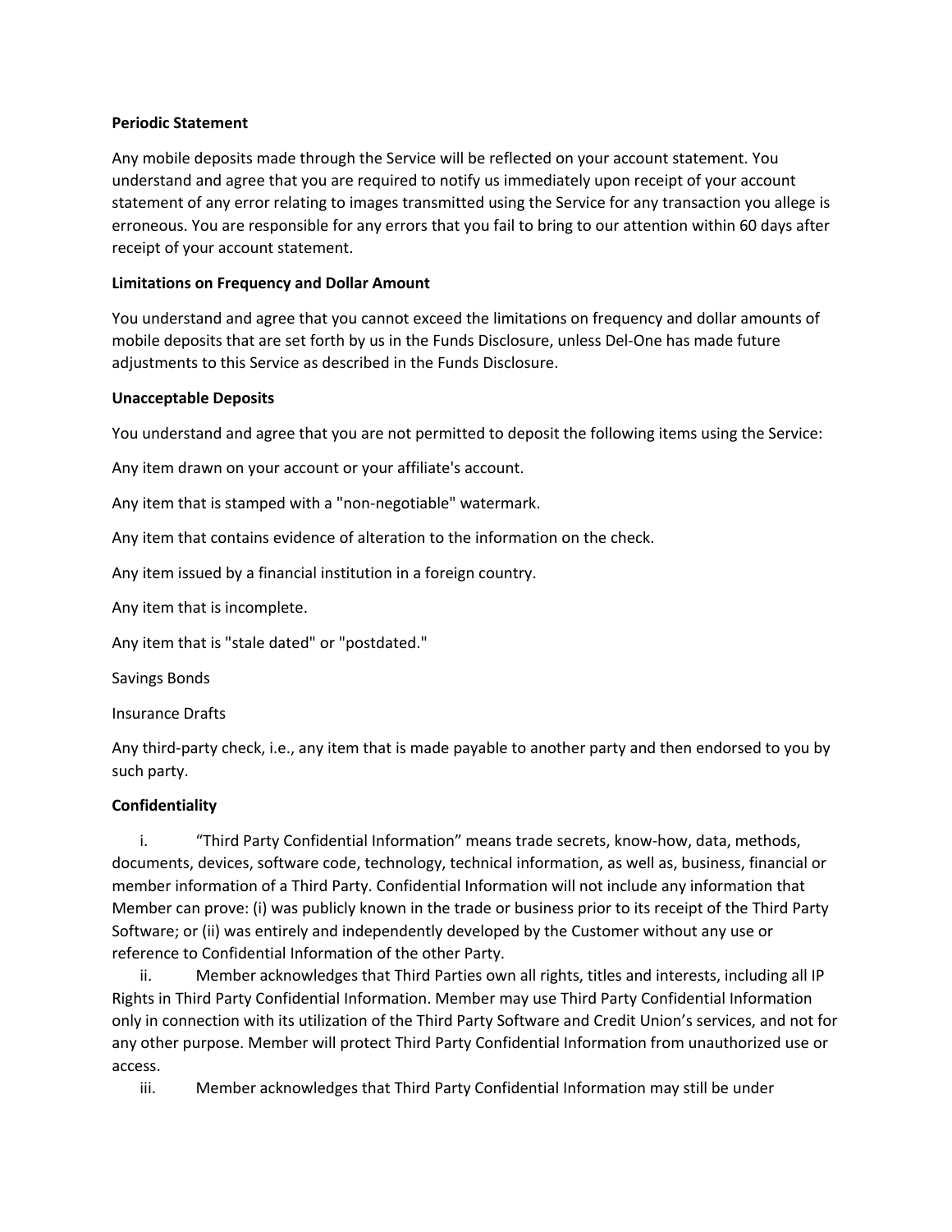**Periodic Statement**

Any mobile deposits made through the Service will be reflected on your account statement. You understand and agree that you are required to notify us immediately upon receipt of your account statement of any error relating to images transmitted using the Service for any transaction you allege is erroneous. You are responsible for any errors that you fail to bring to our attention within 60 days after receipt of your account statement.

**Limitations on Frequency and Dollar Amount**

You understand and agree that you cannot exceed the limitations on frequency and dollar amounts of mobile deposits that are set forth by us in the Funds Disclosure, unless Del-One has made future adjustments to this Service as described in the Funds Disclosure.

**Unacceptable Deposits**

You understand and agree that you are not permitted to deposit the following items using the Service:

Any item drawn on your account or your affiliate's account.

Any item that is stamped with a "non-negotiable" watermark.

Any item that contains evidence of alteration to the information on the check.

Any item issued by a financial institution in a foreign country.

Any item that is incomplete.

Any item that is "stale dated" or "postdated."

Savings Bonds

Insurance Drafts

Any third-party check, i.e., any item that is made payable to another party and then endorsed to you by such party.

**Confidentiality**

i. “Third Party Confidential Information” means trade secrets, know-how, data, methods, documents, devices, software code, technology, technical information, as well as, business, financial or member information of a Third Party. Confidential Information will not include any information that Member can prove: (i) was publicly known in the trade or business prior to its receipt of the Third Party Software; or (ii) was entirely and independently developed by the Customer without any use or reference to Confidential Information of the other Party.

ii. Member acknowledges that Third Parties own all rights, titles and interests, including all IP Rights in Third Party Confidential Information. Member may use Third Party Confidential Information only in connection with its utilization of the Third Party Software and Credit Union’s services, and not for any other purpose. Member will protect Third Party Confidential Information from unauthorized use or access.

iii. Member acknowledges that Third Party Confidential Information may still be under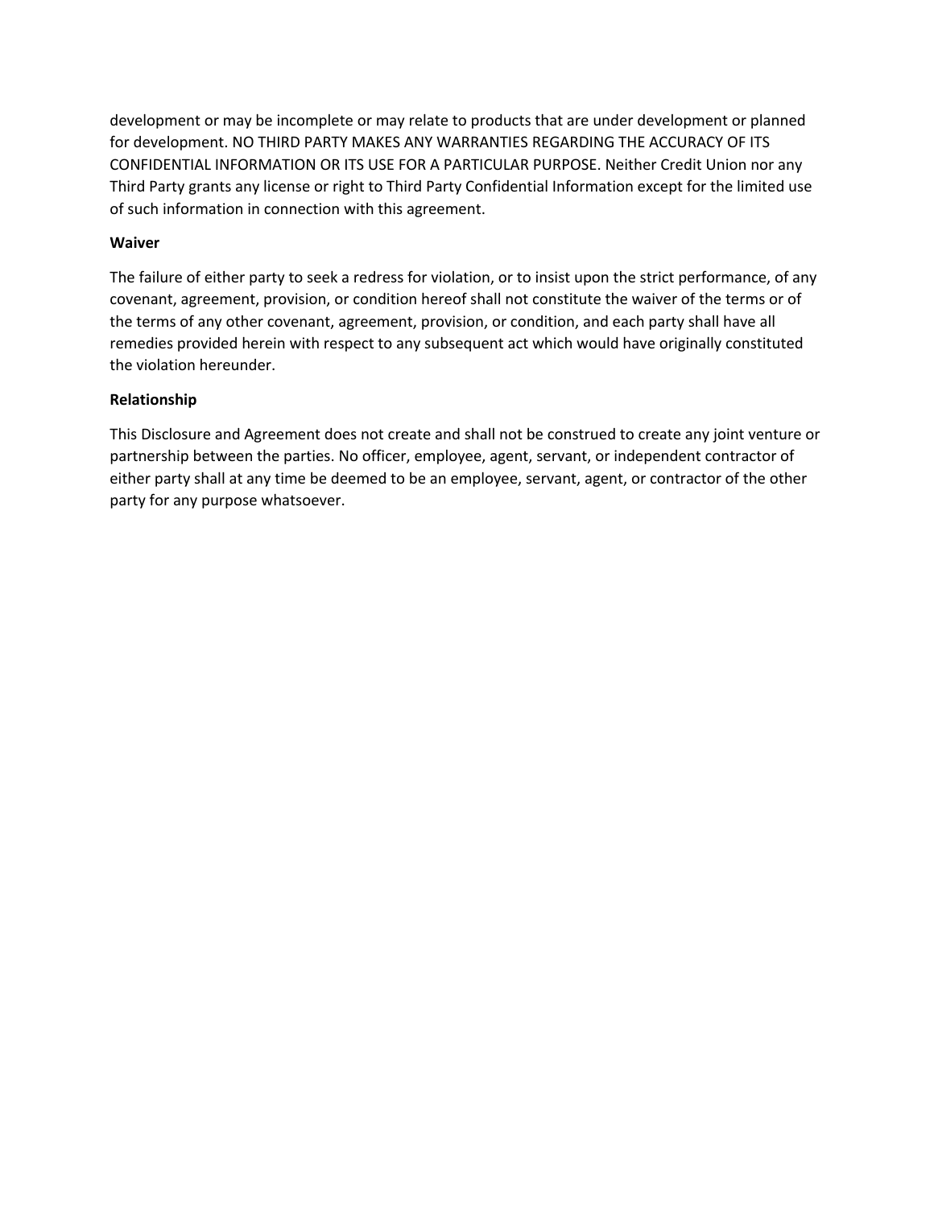development or may be incomplete or may relate to products that are under development or planned for development. NO THIRD PARTY MAKES ANY WARRANTIES REGARDING THE ACCURACY OF ITS CONFIDENTIAL INFORMATION OR ITS USE FOR A PARTICULAR PURPOSE. Neither Credit Union nor any Third Party grants any license or right to Third Party Confidential Information except for the limited use of such information in connection with this agreement.

**Waiver**

The failure of either party to seek a redress for violation, or to insist upon the strict performance, of any covenant, agreement, provision, or condition hereof shall not constitute the waiver of the terms or of the terms of any other covenant, agreement, provision, or condition, and each party shall have all remedies provided herein with respect to any subsequent act which would have originally constituted the violation hereunder.

**Relationship**

This Disclosure and Agreement does not create and shall not be construed to create any joint venture or partnership between the parties. No officer, employee, agent, servant, or independent contractor of either party shall at any time be deemed to be an employee, servant, agent, or contractor of the other party for any purpose whatsoever.